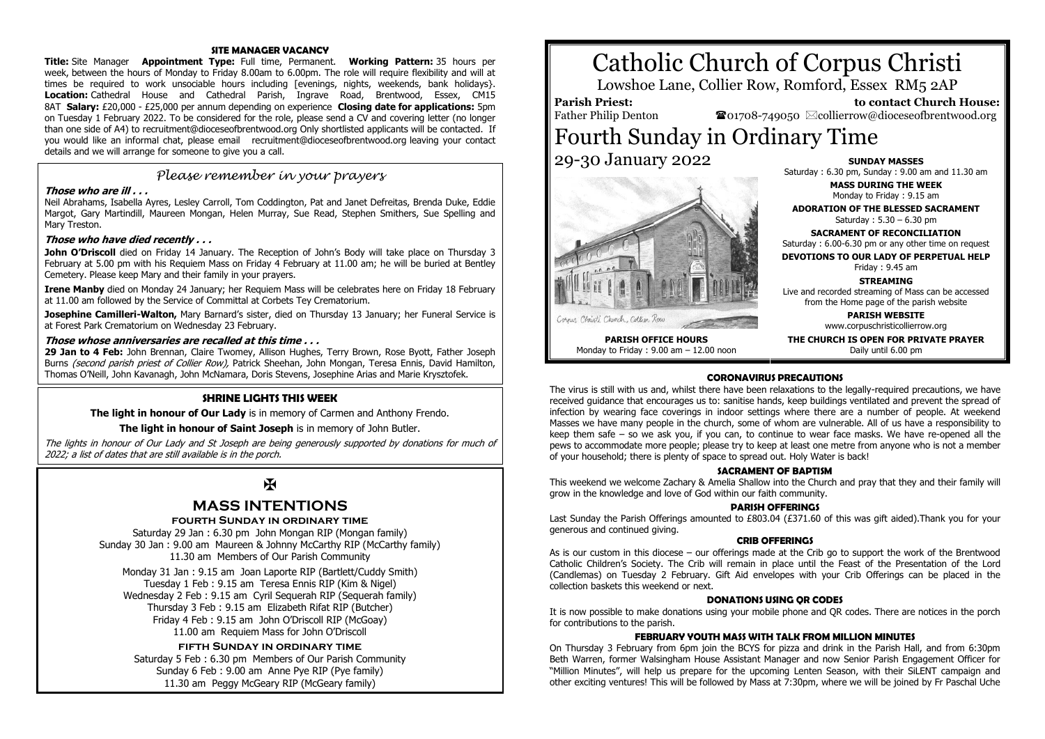# Catholic Church of Corpus Christi

Lowshoe Lane, Collier Row, Romford, Essex RM5 2AP

**Parish Priest:** Father Philip Denton

**to contact Church House:** ☎01708-749050 ✉collierrow@dioceseofbrentwood.org

# Fourth Sunday in Ordinary Time

## 29-30 January 2022

Corpus Christi Church, Collier Row

**PARISH OFFICE HOURS**
Monday to Friday : 9.00 am – 12.00 noon

**SUNDAY MASSES**
Saturday : 6.30 pm, Sunday : 9.00 am and 11.30 am

**MASS DURING THE WEEK**
Monday to Friday : 9.15 am

**ADORATION OF THE BLESSED SACRAMENT**
Saturday : 5.30 – 6.30 pm

**SACRAMENT OF RECONCILIATION**
Saturday : 6.00-6.30 pm or any other time on request

**DEVOTIONS TO OUR LADY OF PERPETUAL HELP**
Friday : 9.45 am

**STREAMING**
Live and recorded streaming of Mass can be accessed from the Home page of the parish website

**PARISH WEBSITE**
www.corpuschristicollierrow.org

**THE CHURCH IS OPEN FOR PRIVATE PRAYER**
Daily until 6.00 pm

### SITE MANAGER VACANCY

**Title:** Site Manager **Appointment Type:** Full time, Permanent. **Working Pattern:** 35 hours per week, between the hours of Monday to Friday 8.00am to 6.00pm. The role will require flexibility and will at times be required to work unsociable hours including [evenings, nights, weekends, bank holidays}. **Location:** Cathedral House and Cathedral Parish, Ingrave Road, Brentwood, Essex, CM15 8AT **Salary:** £20,000 - £25,000 per annum depending on experience **Closing date for applications:** 5pm on Tuesday 1 February 2022. To be considered for the role, please send a CV and covering letter (no longer than one side of A4) to recruitment@dioceseofbrentwood.org Only shortlisted applicants will be contacted. If you would like an informal chat, please email recruitment@dioceseofbrentwood.org leaving your contact details and we will arrange for someone to give you a call.

### *Please remember in your prayers*

***Those who are ill . . .***

Neil Abrahams, Isabella Ayres, Lesley Carroll, Tom Coddington, Pat and Janet Defreitas, Brenda Duke, Eddie Margot, Gary Martindill, Maureen Mongan, Helen Murray, Sue Read, Stephen Smithers, Sue Spelling and Mary Treston.

***Those who have died recently . . .***

**John O'Driscoll** died on Friday 14 January. The Reception of John's Body will take place on Thursday 3 February at 5.00 pm with his Requiem Mass on Friday 4 February at 11.00 am; he will be buried at Bentley Cemetery. Please keep Mary and their family in your prayers.

**Irene Manby** died on Monday 24 January; her Requiem Mass will be celebrates here on Friday 18 February at 11.00 am followed by the Service of Committal at Corbets Tey Crematorium.

**Josephine Camilleri-Walton,** Mary Barnard's sister, died on Thursday 13 January; her Funeral Service is at Forest Park Crematorium on Wednesday 23 February.

***Those whose anniversaries are recalled at this time . . .***

**29 Jan to 4 Feb:** John Brennan, Claire Twomey, Allison Hughes, Terry Brown, Rose Byott, Father Joseph Burns *(second parish priest of Collier Row),* Patrick Sheehan, John Mongan, Teresa Ennis, David Hamilton, Thomas O'Neill, John Kavanagh, John McNamara, Doris Stevens, Josephine Arias and Marie Krysztofek.

### SHRINE LIGHTS THIS WEEK

**The light in honour of Our Lady** is in memory of Carmen and Anthony Frendo.

**The light in honour of Saint Joseph** is in memory of John Butler.

*The lights in honour of Our Lady and St Joseph are being generously supported by donations for much of 2022; a list of dates that are still available is in the porch.*

✠

### MASS INTENTIONS

**FOURTH SUNDAY IN ORDINARY TIME**

Saturday 29 Jan : 6.30 pm John Mongan RIP (Mongan family)
Sunday 30 Jan : 9.00 am Maureen & Johnny McCarthy RIP (McCarthy family)
11.30 am Members of Our Parish Community

Monday 31 Jan : 9.15 am Joan Laporte RIP (Bartlett/Cuddy Smith)
Tuesday 1 Feb : 9.15 am Teresa Ennis RIP (Kim & Nigel)
Wednesday 2 Feb : 9.15 am Cyril Sequerah RIP (Sequerah family)
Thursday 3 Feb : 9.15 am Elizabeth Rifat RIP (Butcher)
Friday 4 Feb : 9.15 am John O'Driscoll RIP (McGoay)
11.00 am Requiem Mass for John O'Driscoll

**FIFTH SUNDAY IN ORDINARY TIME**

Saturday 5 Feb : 6.30 pm Members of Our Parish Community
Sunday 6 Feb : 9.00 am Anne Pye RIP (Pye family)
11.30 am Peggy McGeary RIP (McGeary family)

### CORONAVIRUS PRECAUTIONS

The virus is still with us and, whilst there have been relaxations to the legally-required precautions, we have received guidance that encourages us to: sanitise hands, keep buildings ventilated and prevent the spread of infection by wearing face coverings in indoor settings where there are a number of people. At weekend Masses we have many people in the church, some of whom are vulnerable. All of us have a responsibility to keep them safe – so we ask you, if you can, to continue to wear face masks. We have re-opened all the pews to accommodate more people; please try to keep at least one metre from anyone who is not a member of your household; there is plenty of space to spread out. Holy Water is back!

### SACRAMENT OF BAPTISM

This weekend we welcome Zachary & Amelia Shallow into the Church and pray that they and their family will grow in the knowledge and love of God within our faith community.

### PARISH OFFERINGS

Last Sunday the Parish Offerings amounted to £803.04 (£371.60 of this was gift aided).Thank you for your generous and continued giving.

### CRIB OFFERINGS

As is our custom in this diocese – our offerings made at the Crib go to support the work of the Brentwood Catholic Children's Society. The Crib will remain in place until the Feast of the Presentation of the Lord (Candlemas) on Tuesday 2 February. Gift Aid envelopes with your Crib Offerings can be placed in the collection baskets this weekend or next.

### DONATIONS USING QR CODES

It is now possible to make donations using your mobile phone and QR codes. There are notices in the porch for contributions to the parish.

### FEBRUARY YOUTH MASS WITH TALK FROM MILLION MINUTES

On Thursday 3 February from 6pm join the BCYS for pizza and drink in the Parish Hall, and from 6:30pm Beth Warren, former Walsingham House Assistant Manager and now Senior Parish Engagement Officer for "Million Minutes", will help us prepare for the upcoming Lenten Season, with their SiLENT campaign and other exciting ventures! This will be followed by Mass at 7:30pm, where we will be joined by Fr Paschal Uche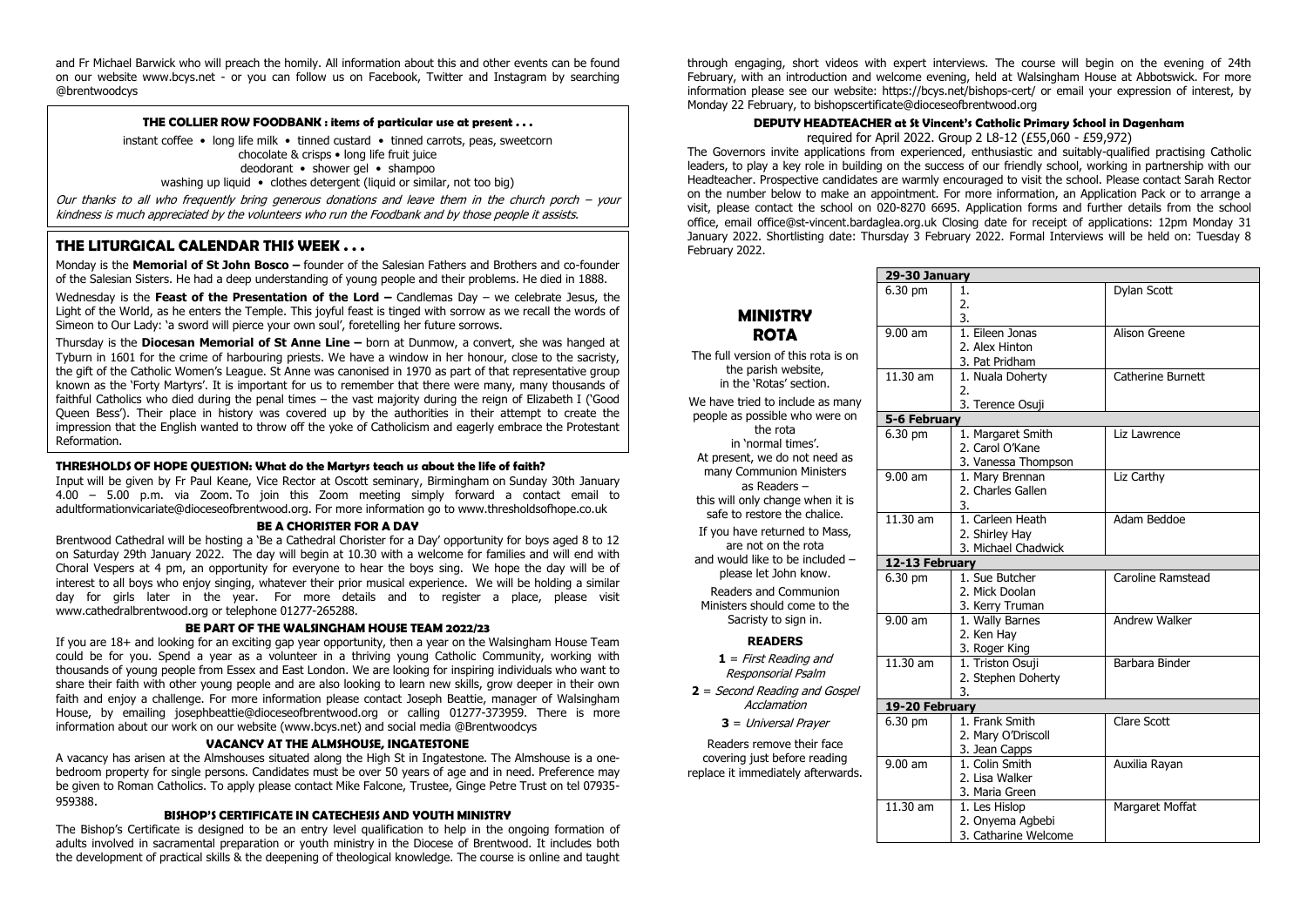and Fr Michael Barwick who will preach the homily. All information about this and other events can be found on our website www.bcys.net - or you can follow us on Facebook, Twitter and Instagram by searching @brentwoodcys

**THE COLLIER ROW FOODBANK : items of particular use at present . . .**

instant coffee • long life milk • tinned custard • tinned carrots, peas, sweetcorn
chocolate & crisps • long life fruit juice
deodorant • shower gel • shampoo
washing up liquid • clothes detergent (liquid or similar, not too big)

*Our thanks to all who frequently bring generous donations and leave them in the church porch – your kindness is much appreciated by the volunteers who run the Foodbank and by those people it assists.*

## THE LITURGICAL CALENDAR THIS WEEK . . .

Monday is the **Memorial of St John Bosco –** founder of the Salesian Fathers and Brothers and co-founder of the Salesian Sisters. He had a deep understanding of young people and their problems. He died in 1888.

Wednesday is the **Feast of the Presentation of the Lord –** Candlemas Day – we celebrate Jesus, the Light of the World, as he enters the Temple. This joyful feast is tinged with sorrow as we recall the words of Simeon to Our Lady: 'a sword will pierce your own soul', foretelling her future sorrows.

Thursday is the **Diocesan Memorial of St Anne Line –** born at Dunmow, a convert, she was hanged at Tyburn in 1601 for the crime of harbouring priests. We have a window in her honour, close to the sacristy, the gift of the Catholic Women's League. St Anne was canonised in 1970 as part of that representative group known as the 'Forty Martyrs'. It is important for us to remember that there were many, many thousands of faithful Catholics who died during the penal times – the vast majority during the reign of Elizabeth I ('Good Queen Bess'). Their place in history was covered up by the authorities in their attempt to create the impression that the English wanted to throw off the yoke of Catholicism and eagerly embrace the Protestant Reformation.

**THRESHOLDS OF HOPE QUESTION: What do the Martyrs teach us about the life of faith?**

Input will be given by Fr Paul Keane, Vice Rector at Oscott seminary, Birmingham on Sunday 30th January 4.00 – 5.00 p.m. via Zoom. To join this Zoom meeting simply forward a contact email to adultformationvicariate@dioceseofbrentwood.org. For more information go to www.thresholdsofhope.co.uk

**BE A CHORISTER FOR A DAY**

Brentwood Cathedral will be hosting a 'Be a Cathedral Chorister for a Day' opportunity for boys aged 8 to 12 on Saturday 29th January 2022. The day will begin at 10.30 with a welcome for families and will end with Choral Vespers at 4 pm, an opportunity for everyone to hear the boys sing. We hope the day will be of interest to all boys who enjoy singing, whatever their prior musical experience. We will be holding a similar day for girls later in the year. For more details and to register a place, please visit www.cathedralbrentwood.org or telephone 01277-265288.

**BE PART OF THE WALSINGHAM HOUSE TEAM 2022/23**

If you are 18+ and looking for an exciting gap year opportunity, then a year on the Walsingham House Team could be for you. Spend a year as a volunteer in a thriving young Catholic Community, working with thousands of young people from Essex and East London. We are looking for inspiring individuals who want to share their faith with other young people and are also looking to learn new skills, grow deeper in their own faith and enjoy a challenge. For more information please contact Joseph Beattie, manager of Walsingham House, by emailing josephbeattie@dioceseofbrentwood.org or calling 01277-373959. There is more information about our work on our website (www.bcys.net) and social media @Brentwoodcys

**VACANCY AT THE ALMSHOUSE, INGATESTONE**

A vacancy has arisen at the Almshouses situated along the High St in Ingatestone. The Almshouse is a one-bedroom property for single persons. Candidates must be over 50 years of age and in need. Preference may be given to Roman Catholics. To apply please contact Mike Falcone, Trustee, Ginge Petre Trust on tel 07935-959388.

**BISHOP'S CERTIFICATE IN CATECHESIS AND YOUTH MINISTRY**

The Bishop's Certificate is designed to be an entry level qualification to help in the ongoing formation of adults involved in sacramental preparation or youth ministry in the Diocese of Brentwood. It includes both the development of practical skills & the deepening of theological knowledge. The course is online and taught through engaging, short videos with expert interviews. The course will begin on the evening of 24th February, with an introduction and welcome evening, held at Walsingham House at Abbotswick. For more information please see our website: https://bcys.net/bishops-cert/ or email your expression of interest, by Monday 22 February, to bishopscertificate@dioceseofbrentwood.org

**DEPUTY HEADTEACHER at St Vincent's Catholic Primary School in Dagenham**

required for April 2022. Group 2 L8-12 (£55,060 - £59,972)

The Governors invite applications from experienced, enthusiastic and suitably-qualified practising Catholic leaders, to play a key role in building on the success of our friendly school, working in partnership with our Headteacher. Prospective candidates are warmly encouraged to visit the school. Please contact Sarah Rector on the number below to make an appointment. For more information, an Application Pack or to arrange a visit, please contact the school on 020-8270 6695. Application forms and further details from the school office, email office@st-vincent.bardaglea.org.uk Closing date for receipt of applications: 12pm Monday 31 January 2022. Shortlisting date: Thursday 3 February 2022. Formal Interviews will be held on: Tuesday 8 February 2022.

## MINISTRY ROTA

The full version of this rota is on the parish website, in the 'Rotas' section.

We have tried to include as many people as possible who were on the rota in 'normal times'. At present, we do not need as many Communion Ministers as Readers – this will only change when it is safe to restore the chalice.

If you have returned to Mass, are not on the rota and would like to be included – please let John know.

Readers and Communion Ministers should come to the Sacristy to sign in.

**READERS**

**1** = *First Reading and Responsorial Psalm*

**2** = *Second Reading and Gospel Acclamation*

**3** = *Universal Prayer*

Readers remove their face covering just before reading replace it immediately afterwards.

| **29-30 January** | | |
|---|---|---|
| 6.30 pm | 1.<br>2.<br>3. | Dylan Scott |
| 9.00 am | 1. Eileen Jonas<br>2. Alex Hinton<br>3. Pat Pridham | Alison Greene |
| 11.30 am | 1. Nuala Doherty<br>2.<br>3. Terence Osuji | Catherine Burnett |
| **5-6 February** | | |
| 6.30 pm | 1. Margaret Smith<br>2. Carol O'Kane<br>3. Vanessa Thompson | Liz Lawrence |
| 9.00 am | 1. Mary Brennan<br>2. Charles Gallen<br>3. | Liz Carthy |
| 11.30 am | 1. Carleen Heath<br>2. Shirley Hay<br>3. Michael Chadwick | Adam Beddoe |
| **12-13 February** | | |
| 6.30 pm | 1. Sue Butcher<br>2. Mick Doolan<br>3. Kerry Truman | Caroline Ramstead |
| 9.00 am | 1. Wally Barnes<br>2. Ken Hay<br>3. Roger King | Andrew Walker |
| 11.30 am | 1. Triston Osuji<br>2. Stephen Doherty<br>3. | Barbara Binder |
| **19-20 February** | | |
| 6.30 pm | 1. Frank Smith<br>2. Mary O'Driscoll<br>3. Jean Capps | Clare Scott |
| 9.00 am | 1. Colin Smith<br>2. Lisa Walker<br>3. Maria Green | Auxilia Rayan |
| 11.30 am | 1. Les Hislop<br>2. Onyema Agbebi<br>3. Catharine Welcome | Margaret Moffat |